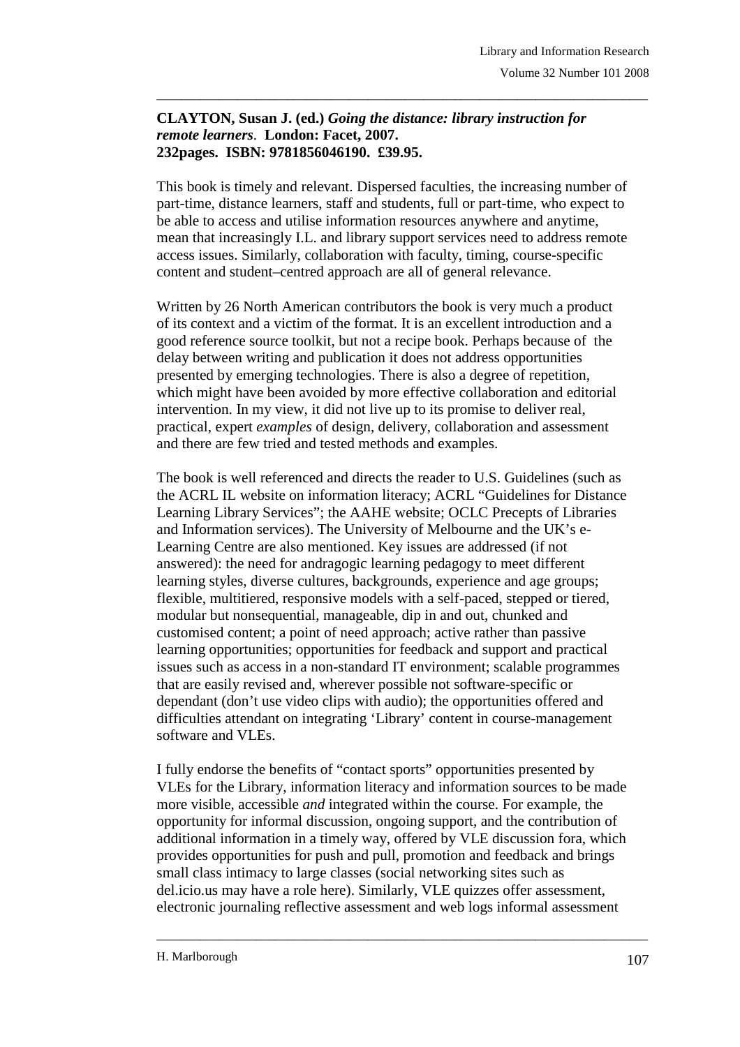**CLAYTON, Susan J. (ed.)** ***Going the distance: library instruction for remote learners*****. London: Facet, 2007.**
**232pages. ISBN: 9781856046190. £39.95.**

This book is timely and relevant. Dispersed faculties, the increasing number of part-time, distance learners, staff and students, full or part-time, who expect to be able to access and utilise information resources anywhere and anytime, mean that increasingly I.L. and library support services need to address remote access issues. Similarly, collaboration with faculty, timing, course-specific content and student–centred approach are all of general relevance.

Written by 26 North American contributors the book is very much a product of its context and a victim of the format. It is an excellent introduction and a good reference source toolkit, but not a recipe book. Perhaps because of the delay between writing and publication it does not address opportunities presented by emerging technologies. There is also a degree of repetition, which might have been avoided by more effective collaboration and editorial intervention. In my view, it did not live up to its promise to deliver real, practical, expert *examples* of design, delivery, collaboration and assessment and there are few tried and tested methods and examples.

The book is well referenced and directs the reader to U.S. Guidelines (such as the ACRL IL website on information literacy; ACRL "Guidelines for Distance Learning Library Services"; the AAHE website; OCLC Precepts of Libraries and Information services). The University of Melbourne and the UK's e-Learning Centre are also mentioned. Key issues are addressed (if not answered): the need for andragogic learning pedagogy to meet different learning styles, diverse cultures, backgrounds, experience and age groups; flexible, multitiered, responsive models with a self-paced, stepped or tiered, modular but nonsequential, manageable, dip in and out, chunked and customised content; a point of need approach; active rather than passive learning opportunities; opportunities for feedback and support and practical issues such as access in a non-standard IT environment; scalable programmes that are easily revised and, wherever possible not software-specific or dependant (don't use video clips with audio); the opportunities offered and difficulties attendant on integrating 'Library' content in course-management software and VLEs.

I fully endorse the benefits of "contact sports" opportunities presented by VLEs for the Library, information literacy and information sources to be made more visible, accessible *and* integrated within the course. For example, the opportunity for informal discussion, ongoing support, and the contribution of additional information in a timely way, offered by VLE discussion fora, which provides opportunities for push and pull, promotion and feedback and brings small class intimacy to large classes (social networking sites such as del.icio.us may have a role here). Similarly, VLE quizzes offer assessment, electronic journaling reflective assessment and web logs informal assessment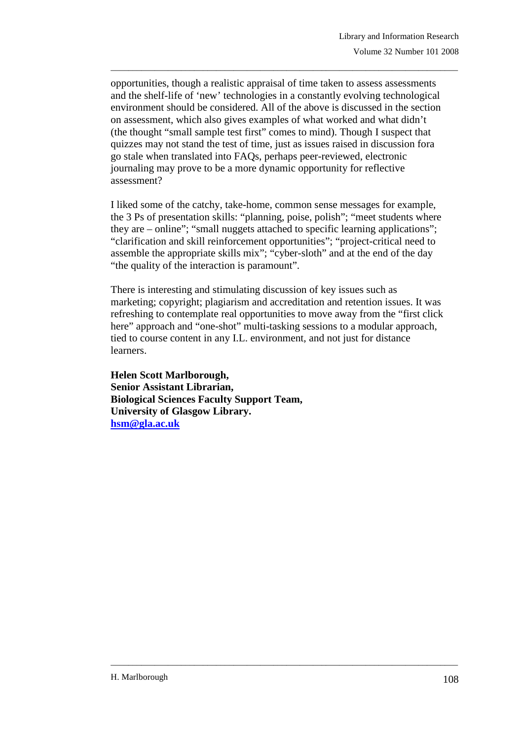opportunities, though a realistic appraisal of time taken to assess assessments and the shelf-life of 'new' technologies in a constantly evolving technological environment should be considered. All of the above is discussed in the section on assessment, which also gives examples of what worked and what didn't (the thought "small sample test first" comes to mind). Though I suspect that quizzes may not stand the test of time, just as issues raised in discussion fora go stale when translated into FAQs, perhaps peer-reviewed, electronic journaling may prove to be a more dynamic opportunity for reflective assessment?

I liked some of the catchy, take-home, common sense messages for example, the 3 Ps of presentation skills: "planning, poise, polish"; "meet students where they are – online"; "small nuggets attached to specific learning applications"; "clarification and skill reinforcement opportunities"; "project-critical need to assemble the appropriate skills mix"; "cyber-sloth" and at the end of the day "the quality of the interaction is paramount".

There is interesting and stimulating discussion of key issues such as marketing; copyright; plagiarism and accreditation and retention issues. It was refreshing to contemplate real opportunities to move away from the "first click here" approach and "one-shot" multi-tasking sessions to a modular approach, tied to course content in any I.L. environment, and not just for distance learners.

**Helen Scott Marlborough,**
**Senior Assistant Librarian,**
**Biological Sciences Faculty Support Team,**
**University of Glasgow Library.**
**hsm@gla.ac.uk**